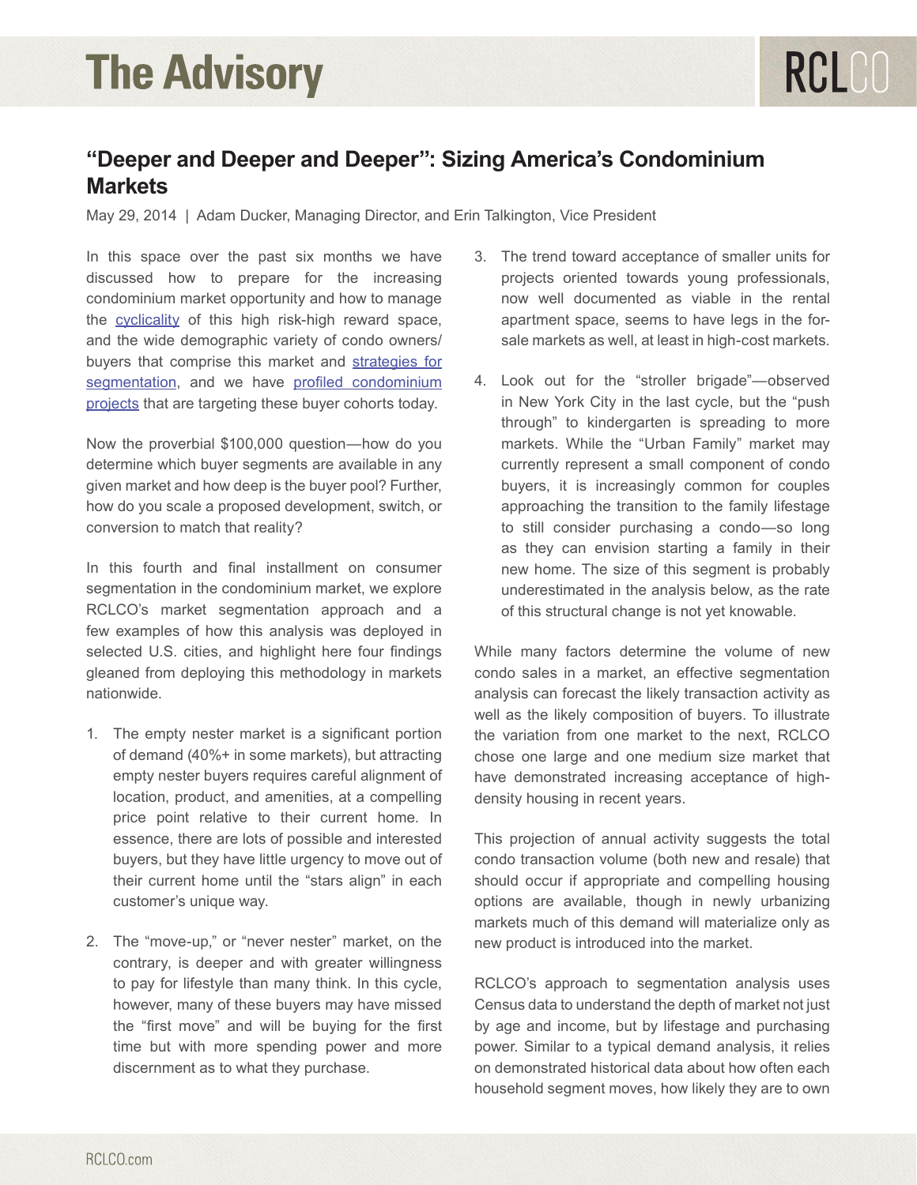# "Deeper and Deeper and Deeper": Sizing America's Condominium Markets

May 29, 2014 | Adam Ducker, Managing Director, and Erin Talkington, Vice President

In this space over the past six months we have discussed how to prepare for the increasing condominium market opportunity and how to manage the cyclicality of this high risk-high reward space, and the wide demographic variety of condo owners/buyers that comprise this market and strategies for segmentation, and we have profiled condominium projects that are targeting these buyer cohorts today.

Now the proverbial $100,000 question—how do you determine which buyer segments are available in any given market and how deep is the buyer pool? Further, how do you scale a proposed development, switch, or conversion to match that reality?

In this fourth and final installment on consumer segmentation in the condominium market, we explore RCLCO's market segmentation approach and a few examples of how this analysis was deployed in selected U.S. cities, and highlight here four findings gleaned from deploying this methodology in markets nationwide.

1. The empty nester market is a significant portion of demand (40%+ in some markets), but attracting empty nester buyers requires careful alignment of location, product, and amenities, at a compelling price point relative to their current home. In essence, there are lots of possible and interested buyers, but they have little urgency to move out of their current home until the "stars align" in each customer's unique way.

2. The "move-up," or "never nester" market, on the contrary, is deeper and with greater willingness to pay for lifestyle than many think. In this cycle, however, many of these buyers may have missed the "first move" and will be buying for the first time but with more spending power and more discernment as to what they purchase.

3. The trend toward acceptance of smaller units for projects oriented towards young professionals, now well documented as viable in the rental apartment space, seems to have legs in the for-sale markets as well, at least in high-cost markets.

4. Look out for the "stroller brigade"—observed in New York City in the last cycle, but the "push through" to kindergarten is spreading to more markets. While the "Urban Family" market may currently represent a small component of condo buyers, it is increasingly common for couples approaching the transition to the family lifestage to still consider purchasing a condo—so long as they can envision starting a family in their new home. The size of this segment is probably underestimated in the analysis below, as the rate of this structural change is not yet knowable.

While many factors determine the volume of new condo sales in a market, an effective segmentation analysis can forecast the likely transaction activity as well as the likely composition of buyers. To illustrate the variation from one market to the next, RCLCO chose one large and one medium size market that have demonstrated increasing acceptance of high-density housing in recent years.

This projection of annual activity suggests the total condo transaction volume (both new and resale) that should occur if appropriate and compelling housing options are available, though in newly urbanizing markets much of this demand will materialize only as new product is introduced into the market.

RCLCO's approach to segmentation analysis uses Census data to understand the depth of market not just by age and income, but by lifestage and purchasing power. Similar to a typical demand analysis, it relies on demonstrated historical data about how often each household segment moves, how likely they are to own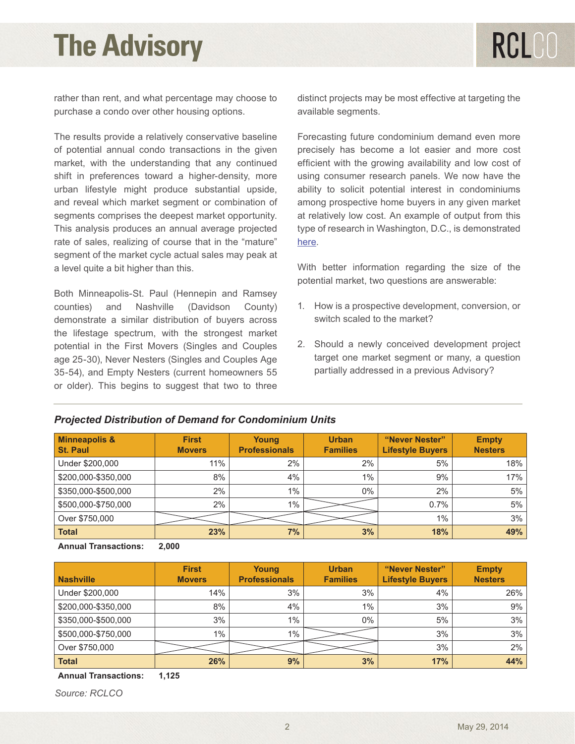rather than rent, and what percentage may choose to purchase a condo over other housing options.

The results provide a relatively conservative baseline of potential annual condo transactions in the given market, with the understanding that any continued shift in preferences toward a higher-density, more urban lifestyle might produce substantial upside, and reveal which market segment or combination of segments comprises the deepest market opportunity. This analysis produces an annual average projected rate of sales, realizing of course that in the "mature" segment of the market cycle actual sales may peak at a level quite a bit higher than this.

Both Minneapolis-St. Paul (Hennepin and Ramsey counties) and Nashville (Davidson County) demonstrate a similar distribution of buyers across the lifestage spectrum, with the strongest market potential in the First Movers (Singles and Couples age 25-30), Never Nesters (Singles and Couples Age 35-54), and Empty Nesters (current homeowners 55 or older). This begins to suggest that two to three distinct projects may be most effective at targeting the available segments.

Forecasting future condominium demand even more precisely has become a lot easier and more cost efficient with the growing availability and low cost of using consumer research panels. We now have the ability to solicit potential interest in condominiums among prospective home buyers in any given market at relatively low cost. An example of output from this type of research in Washington, D.C., is demonstrated here.

With better information regarding the size of the potential market, two questions are answerable:

1. How is a prospective development, conversion, or switch scaled to the market?
2. Should a newly conceived development project target one market segment or many, a question partially addressed in a previous Advisory?

***Projected Distribution of Demand for Condominium Units***

| Minneapolis & St. Paul | First Movers | Young Professionals | Urban Families | "Never Nester" Lifestyle Buyers | Empty Nesters |
|---|---|---|---|---|---|
| Under $200,000 | 11% | 2% | 2% | 5% | 18% |
| $200,000-$350,000 | 8% | 4% | 1% | 9% | 17% |
| $350,000-$500,000 | 2% | 1% | 0% | 2% | 5% |
| $500,000-$750,000 | 2% | 1% | | 0.7% | 5% |
| Over $750,000 | | | | 1% | 3% |
| **Total** | **23%** | **7%** | **3%** | **18%** | **49%** |

**Annual Transactions:** **2,000**

| Nashville | First Movers | Young Professionals | Urban Families | "Never Nester" Lifestyle Buyers | Empty Nesters |
|---|---|---|---|---|---|
| Under $200,000 | 14% | 3% | 3% | 4% | 26% |
| $200,000-$350,000 | 8% | 4% | 1% | 3% | 9% |
| $350,000-$500,000 | 3% | 1% | 0% | 5% | 3% |
| $500,000-$750,000 | 1% | 1% | | 3% | 3% |
| Over $750,000 | | | | 3% | 2% |
| **Total** | **26%** | **9%** | **3%** | **17%** | **44%** |

**Annual Transactions:** **1,125**

*Source: RCLCO*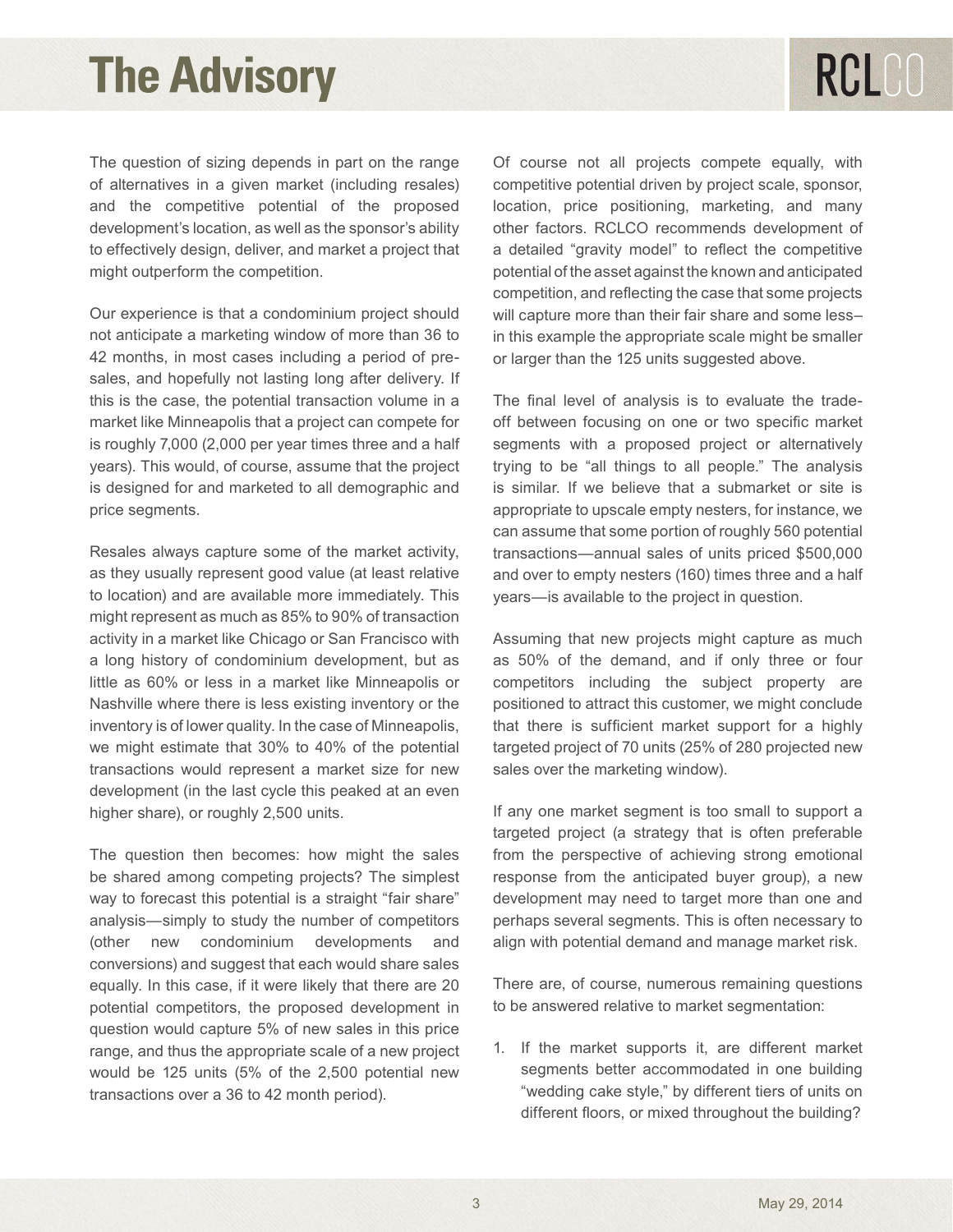The question of sizing depends in part on the range of alternatives in a given market (including resales) and the competitive potential of the proposed development's location, as well as the sponsor's ability to effectively design, deliver, and market a project that might outperform the competition.

Our experience is that a condominium project should not anticipate a marketing window of more than 36 to 42 months, in most cases including a period of pre-sales, and hopefully not lasting long after delivery. If this is the case, the potential transaction volume in a market like Minneapolis that a project can compete for is roughly 7,000 (2,000 per year times three and a half years). This would, of course, assume that the project is designed for and marketed to all demographic and price segments.

Resales always capture some of the market activity, as they usually represent good value (at least relative to location) and are available more immediately. This might represent as much as 85% to 90% of transaction activity in a market like Chicago or San Francisco with a long history of condominium development, but as little as 60% or less in a market like Minneapolis or Nashville where there is less existing inventory or the inventory is of lower quality. In the case of Minneapolis, we might estimate that 30% to 40% of the potential transactions would represent a market size for new development (in the last cycle this peaked at an even higher share), or roughly 2,500 units.

The question then becomes: how might the sales be shared among competing projects? The simplest way to forecast this potential is a straight "fair share" analysis—simply to study the number of competitors (other new condominium developments and conversions) and suggest that each would share sales equally. In this case, if it were likely that there are 20 potential competitors, the proposed development in question would capture 5% of new sales in this price range, and thus the appropriate scale of a new project would be 125 units (5% of the 2,500 potential new transactions over a 36 to 42 month period).

Of course not all projects compete equally, with competitive potential driven by project scale, sponsor, location, price positioning, marketing, and many other factors. RCLCO recommends development of a detailed "gravity model" to reflect the competitive potential of the asset against the known and anticipated competition, and reflecting the case that some projects will capture more than their fair share and some less–in this example the appropriate scale might be smaller or larger than the 125 units suggested above.

The final level of analysis is to evaluate the trade-off between focusing on one or two specific market segments with a proposed project or alternatively trying to be "all things to all people." The analysis is similar. If we believe that a submarket or site is appropriate to upscale empty nesters, for instance, we can assume that some portion of roughly 560 potential transactions—annual sales of units priced $500,000 and over to empty nesters (160) times three and a half years—is available to the project in question.

Assuming that new projects might capture as much as 50% of the demand, and if only three or four competitors including the subject property are positioned to attract this customer, we might conclude that there is sufficient market support for a highly targeted project of 70 units (25% of 280 projected new sales over the marketing window).

If any one market segment is too small to support a targeted project (a strategy that is often preferable from the perspective of achieving strong emotional response from the anticipated buyer group), a new development may need to target more than one and perhaps several segments. This is often necessary to align with potential demand and manage market risk.

There are, of course, numerous remaining questions to be answered relative to market segmentation:

1. If the market supports it, are different market segments better accommodated in one building "wedding cake style," by different tiers of units on different floors, or mixed throughout the building?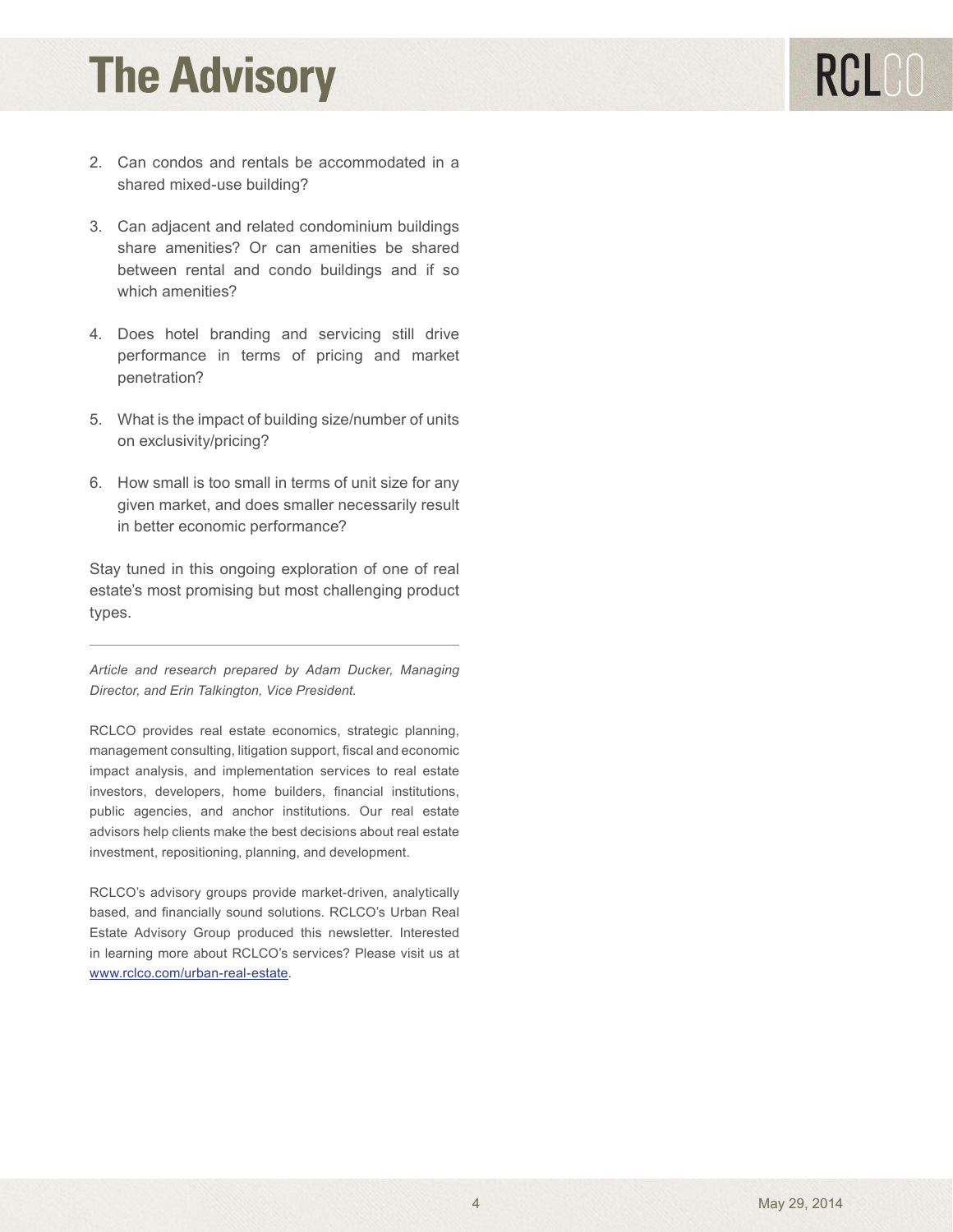2. Can condos and rentals be accommodated in a shared mixed-use building?

3. Can adjacent and related condominium buildings share amenities? Or can amenities be shared between rental and condo buildings and if so which amenities?

4. Does hotel branding and servicing still drive performance in terms of pricing and market penetration?

5. What is the impact of building size/number of units on exclusivity/pricing?

6. How small is too small in terms of unit size for any given market, and does smaller necessarily result in better economic performance?

Stay tuned in this ongoing exploration of one of real estate's most promising but most challenging product types.

---

*Article and research prepared by Adam Ducker, Managing Director, and Erin Talkington, Vice President.*

RCLCO provides real estate economics, strategic planning, management consulting, litigation support, fiscal and economic impact analysis, and implementation services to real estate investors, developers, home builders, financial institutions, public agencies, and anchor institutions. Our real estate advisors help clients make the best decisions about real estate investment, repositioning, planning, and development.

RCLCO's advisory groups provide market-driven, analytically based, and financially sound solutions. RCLCO's Urban Real Estate Advisory Group produced this newsletter. Interested in learning more about RCLCO's services? Please visit us at [www.rclco.com/urban-real-estate](www.rclco.com/urban-real-estate).